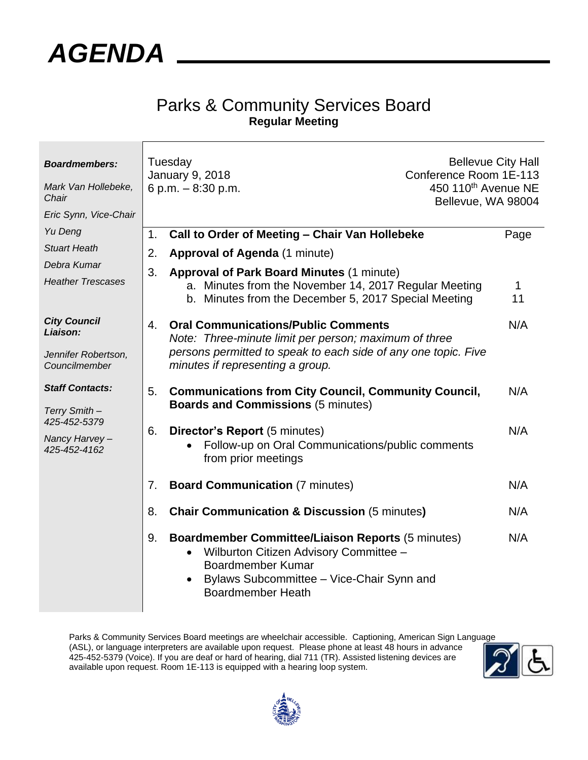# AGENDA

## Parks & Community Services Board
**Regular Meeting**

***Boardmembers:***

*Mark Van Hollebeke, Chair*

*Eric Synn, Vice-Chair*

*Yu Deng*

*Stuart Heath*

*Debra Kumar*

*Heather Trescases*

***City Council Liaison:***

*Jennifer Robertson, Councilmember*

***Staff Contacts:***

*Terry Smith – 425-452-5379*

*Nancy Harvey – 425-452-4162*

Tuesday
January 9, 2018
6 p.m. – 8:30 p.m.

Bellevue City Hall
Conference Room 1E-113
450 110th Avenue NE
Bellevue, WA 98004

| | | Page |
|---|---|---|
| 1. | **Call to Order of Meeting – Chair Van Hollebeke** | |
| 2. | **Approval of Agenda** (1 minute) | |
| 3. | **Approval of Park Board Minutes** (1 minute) | |
| | a. Minutes from the November 14, 2017 Regular Meeting | 1 |
| | b. Minutes from the December 5, 2017 Special Meeting | 11 |
| 4. | **Oral Communications/Public Comments** *Note: Three-minute limit per person; maximum of three persons permitted to speak to each side of any one topic. Five minutes if representing a group.* | N/A |
| 5. | **Communications from City Council, Community Council, Boards and Commissions** (5 minutes) | N/A |
| 6. | **Director's Report** (5 minutes) • Follow-up on Oral Communications/public comments from prior meetings | N/A |
| 7. | **Board Communication** (7 minutes) | N/A |
| 8. | **Chair Communication & Discussion** (5 minutes**)** | N/A |
| 9. | **Boardmember Committee/Liaison Reports** (5 minutes) • Wilburton Citizen Advisory Committee – Boardmember Kumar • Bylaws Subcommittee – Vice-Chair Synn and Boardmember Heath | N/A |

Parks & Community Services Board meetings are wheelchair accessible. Captioning, American Sign Language (ASL), or language interpreters are available upon request. Please phone at least 48 hours in advance 425-452-5379 (Voice). If you are deaf or hard of hearing, dial 711 (TR). Assisted listening devices are available upon request. Room 1E-113 is equipped with a hearing loop system.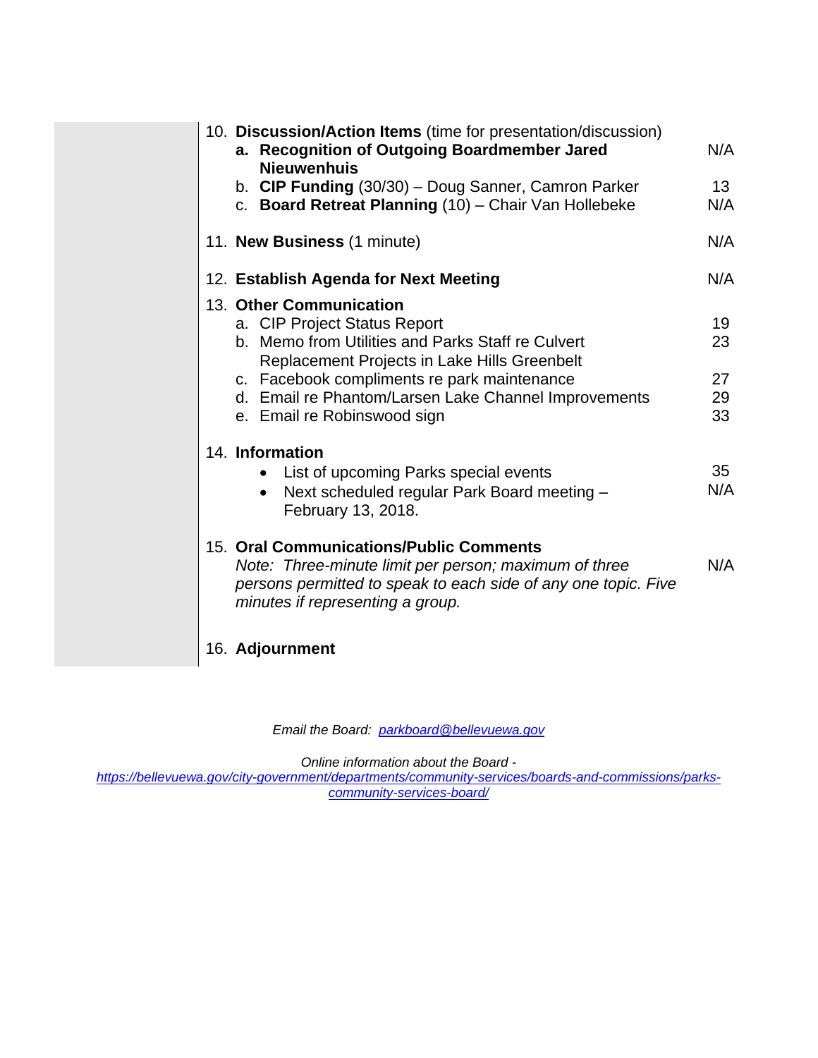| | |
|---|---|
| 10. **Discussion/Action Items** (time for presentation/discussion) | |
| a. **Recognition of Outgoing Boardmember Jared Nieuwenhuis** | N/A |
| b. **CIP Funding** (30/30) – Doug Sanner, Camron Parker | 13 |
| c. **Board Retreat Planning** (10) – Chair Van Hollebeke | N/A |
| 11. **New Business** (1 minute) | N/A |
| 12. **Establish Agenda for Next Meeting** | N/A |
| 13. **Other Communication** | |
| a. CIP Project Status Report | 19 |
| b. Memo from Utilities and Parks Staff re Culvert Replacement Projects in Lake Hills Greenbelt | 23 |
| c. Facebook compliments re park maintenance | 27 |
| d. Email re Phantom/Larsen Lake Channel Improvements | 29 |
| e. Email re Robinswood sign | 33 |
| 14. **Information** | |
| • List of upcoming Parks special events | 35 |
| • Next scheduled regular Park Board meeting – February 13, 2018. | N/A |
| 15. **Oral Communications/Public Comments** *Note: Three-minute limit per person; maximum of three persons permitted to speak to each side of any one topic. Five minutes if representing a group.* | N/A |
| 16. **Adjournment** | |

*Email the Board:* [parkboard@bellevuewa.gov](mailto:parkboard@bellevuewa.gov)

*Online information about the Board - [https://bellevuewa.gov/city-government/departments/community-services/boards-and-commissions/parks-community-services-board/](https://bellevuewa.gov/city-government/departments/community-services/boards-and-commissions/parks-community-services-board/)*